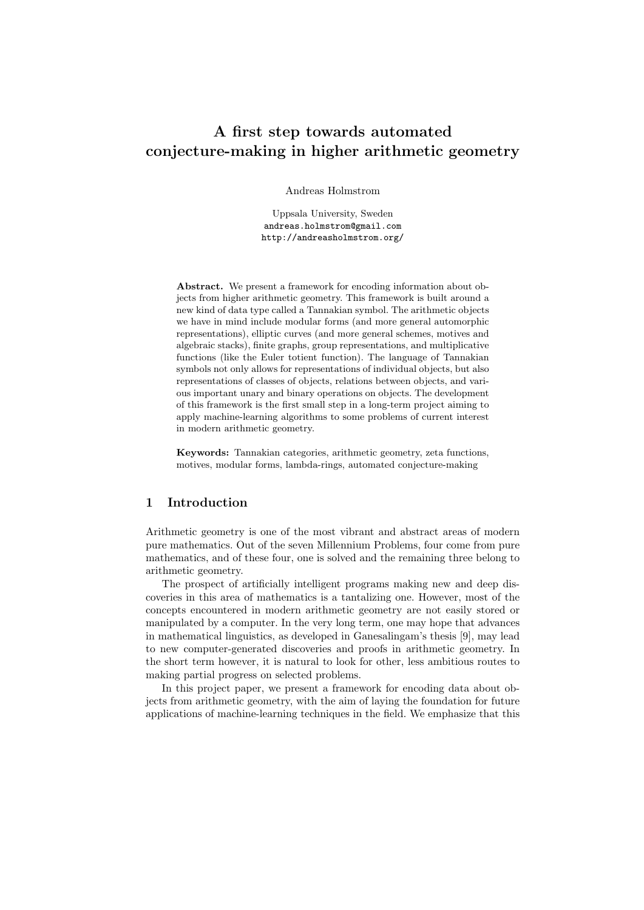# A first step towards automated conjecture-making in higher arithmetic geometry

Andreas Holmstrom

Uppsala University, Sweden
andreas.holmstrom@gmail.com
http://andreasholmstrom.org/

**Abstract.** We present a framework for encoding information about objects from higher arithmetic geometry. This framework is built around a new kind of data type called a Tannakian symbol. The arithmetic objects we have in mind include modular forms (and more general automorphic representations), elliptic curves (and more general schemes, motives and algebraic stacks), finite graphs, group representations, and multiplicative functions (like the Euler totient function). The language of Tannakian symbols not only allows for representations of individual objects, but also representations of classes of objects, relations between objects, and various important unary and binary operations on objects. The development of this framework is the first small step in a long-term project aiming to apply machine-learning algorithms to some problems of current interest in modern arithmetic geometry.

**Keywords:** Tannakian categories, arithmetic geometry, zeta functions, motives, modular forms, lambda-rings, automated conjecture-making

## 1 Introduction

Arithmetic geometry is one of the most vibrant and abstract areas of modern pure mathematics. Out of the seven Millennium Problems, four come from pure mathematics, and of these four, one is solved and the remaining three belong to arithmetic geometry.

The prospect of artificially intelligent programs making new and deep discoveries in this area of mathematics is a tantalizing one. However, most of the concepts encountered in modern arithmetic geometry are not easily stored or manipulated by a computer. In the very long term, one may hope that advances in mathematical linguistics, as developed in Ganesalingam's thesis [9], may lead to new computer-generated discoveries and proofs in arithmetic geometry. In the short term however, it is natural to look for other, less ambitious routes to making partial progress on selected problems.

In this project paper, we present a framework for encoding data about objects from arithmetic geometry, with the aim of laying the foundation for future applications of machine-learning techniques in the field. We emphasize that this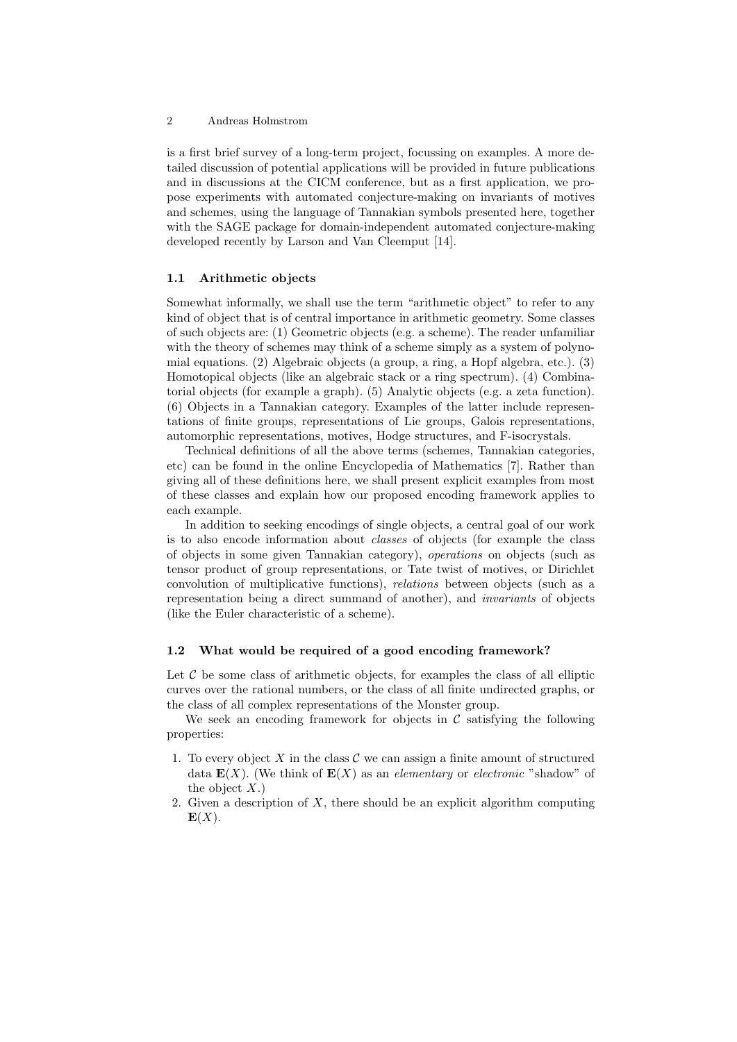is a first brief survey of a long-term project, focussing on examples. A more detailed discussion of potential applications will be provided in future publications and in discussions at the CICM conference, but as a first application, we propose experiments with automated conjecture-making on invariants of motives and schemes, using the language of Tannakian symbols presented here, together with the SAGE package for domain-independent automated conjecture-making developed recently by Larson and Van Cleemput [14].

### 1.1 Arithmetic objects

Somewhat informally, we shall use the term "arithmetic object" to refer to any kind of object that is of central importance in arithmetic geometry. Some classes of such objects are: (1) Geometric objects (e.g. a scheme). The reader unfamiliar with the theory of schemes may think of a scheme simply as a system of polynomial equations. (2) Algebraic objects (a group, a ring, a Hopf algebra, etc.). (3) Homotopical objects (like an algebraic stack or a ring spectrum). (4) Combinatorial objects (for example a graph). (5) Analytic objects (e.g. a zeta function). (6) Objects in a Tannakian category. Examples of the latter include representations of finite groups, representations of Lie groups, Galois representations, automorphic representations, motives, Hodge structures, and F-isocrystals.

Technical definitions of all the above terms (schemes, Tannakian categories, etc) can be found in the online Encyclopedia of Mathematics [7]. Rather than giving all of these definitions here, we shall present explicit examples from most of these classes and explain how our proposed encoding framework applies to each example.

In addition to seeking encodings of single objects, a central goal of our work is to also encode information about *classes* of objects (for example the class of objects in some given Tannakian category), *operations* on objects (such as tensor product of group representations, or Tate twist of motives, or Dirichlet convolution of multiplicative functions), *relations* between objects (such as a representation being a direct summand of another), and *invariants* of objects (like the Euler characteristic of a scheme).

### 1.2 What would be required of a good encoding framework?

Let $\mathcal{C}$ be some class of arithmetic objects, for examples the class of all elliptic curves over the rational numbers, or the class of all finite undirected graphs, or the class of all complex representations of the Monster group.

We seek an encoding framework for objects in $\mathcal{C}$ satisfying the following properties:

1. To every object $X$ in the class $\mathcal{C}$ we can assign a finite amount of structured data $\mathbf{E}(X)$. (We think of $\mathbf{E}(X)$ as an *elementary* or *electronic* "shadow" of the object $X$.)
2. Given a description of $X$, there should be an explicit algorithm computing $\mathbf{E}(X)$.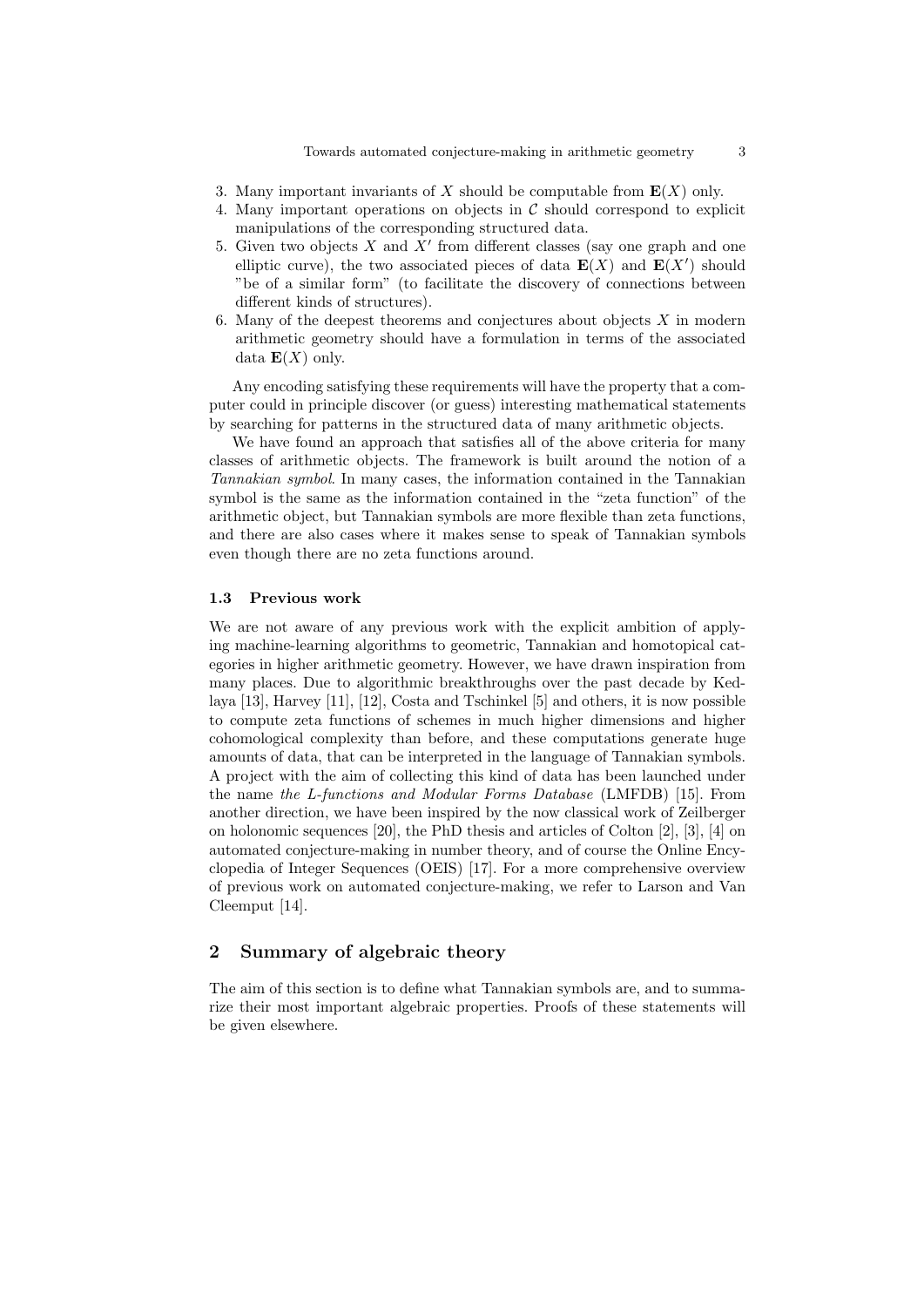3. Many important invariants of $X$ should be computable from $\mathbf{E}(X)$ only.
4. Many important operations on objects in $\mathcal{C}$ should correspond to explicit manipulations of the corresponding structured data.
5. Given two objects $X$ and $X'$ from different classes (say one graph and one elliptic curve), the two associated pieces of data $\mathbf{E}(X)$ and $\mathbf{E}(X')$ should "be of a similar form" (to facilitate the discovery of connections between different kinds of structures).
6. Many of the deepest theorems and conjectures about objects $X$ in modern arithmetic geometry should have a formulation in terms of the associated data $\mathbf{E}(X)$ only.

Any encoding satisfying these requirements will have the property that a computer could in principle discover (or guess) interesting mathematical statements by searching for patterns in the structured data of many arithmetic objects.

We have found an approach that satisfies all of the above criteria for many classes of arithmetic objects. The framework is built around the notion of a *Tannakian symbol*. In many cases, the information contained in the Tannakian symbol is the same as the information contained in the "zeta function" of the arithmetic object, but Tannakian symbols are more flexible than zeta functions, and there are also cases where it makes sense to speak of Tannakian symbols even though there are no zeta functions around.

### 1.3 Previous work

We are not aware of any previous work with the explicit ambition of applying machine-learning algorithms to geometric, Tannakian and homotopical categories in higher arithmetic geometry. However, we have drawn inspiration from many places. Due to algorithmic breakthroughs over the past decade by Kedlaya [13], Harvey [11], [12], Costa and Tschinkel [5] and others, it is now possible to compute zeta functions of schemes in much higher dimensions and higher cohomological complexity than before, and these computations generate huge amounts of data, that can be interpreted in the language of Tannakian symbols. A project with the aim of collecting this kind of data has been launched under the name *the L-functions and Modular Forms Database* (LMFDB) [15]. From another direction, we have been inspired by the now classical work of Zeilberger on holonomic sequences [20], the PhD thesis and articles of Colton [2], [3], [4] on automated conjecture-making in number theory, and of course the Online Encyclopedia of Integer Sequences (OEIS) [17]. For a more comprehensive overview of previous work on automated conjecture-making, we refer to Larson and Van Cleemput [14].

## 2 Summary of algebraic theory

The aim of this section is to define what Tannakian symbols are, and to summarize their most important algebraic properties. Proofs of these statements will be given elsewhere.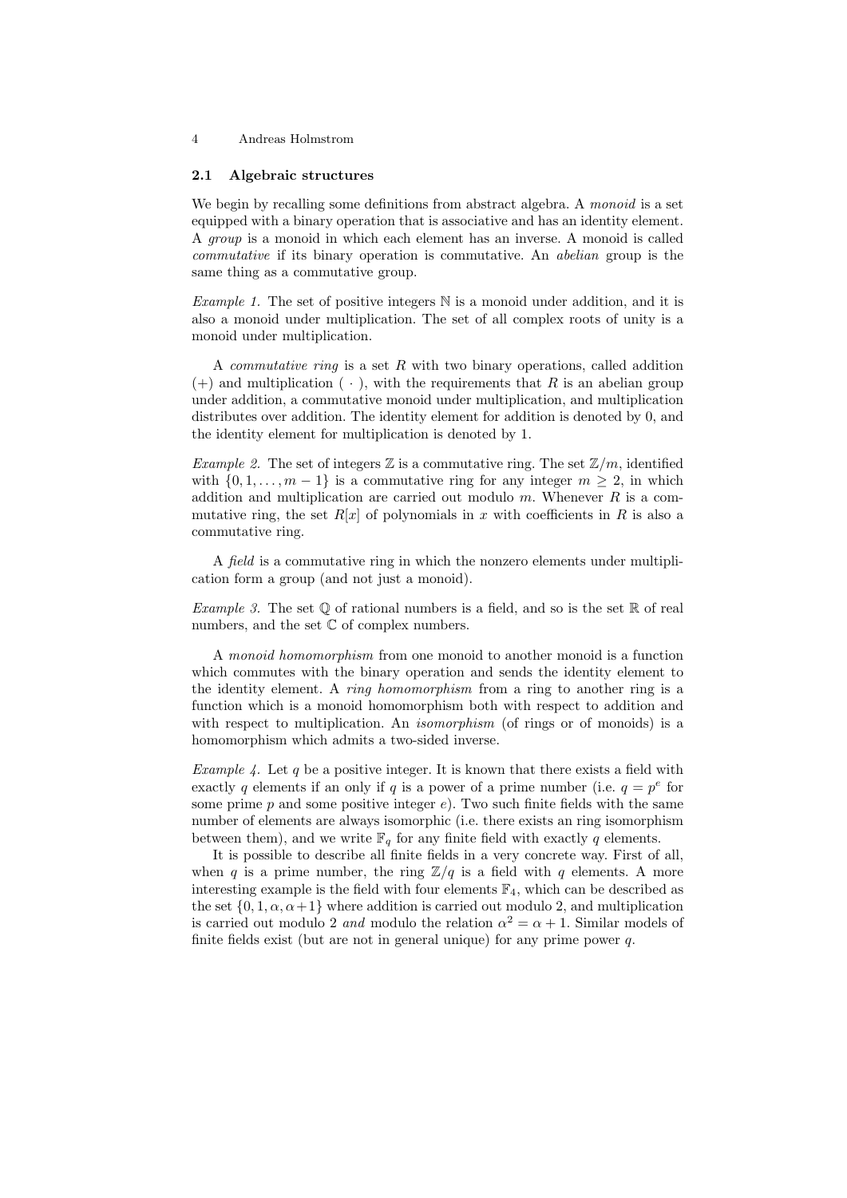### 2.1 Algebraic structures

We begin by recalling some definitions from abstract algebra. A *monoid* is a set equipped with a binary operation that is associative and has an identity element. A *group* is a monoid in which each element has an inverse. A monoid is called *commutative* if its binary operation is commutative. An *abelian* group is the same thing as a commutative group.

*Example 1.* The set of positive integers $\mathbb{N}$ is a monoid under addition, and it is also a monoid under multiplication. The set of all complex roots of unity is a monoid under multiplication.

A *commutative ring* is a set $R$ with two binary operations, called addition $(+)$ and multiplication $(\,\cdot\,)$, with the requirements that $R$ is an abelian group under addition, a commutative monoid under multiplication, and multiplication distributes over addition. The identity element for addition is denoted by 0, and the identity element for multiplication is denoted by 1.

*Example 2.* The set of integers $\mathbb{Z}$ is a commutative ring. The set $\mathbb{Z}/m$, identified with $\{0, 1, \ldots, m-1\}$ is a commutative ring for any integer $m \geq 2$, in which addition and multiplication are carried out modulo $m$. Whenever $R$ is a commutative ring, the set $R[x]$ of polynomials in $x$ with coefficients in $R$ is also a commutative ring.

A *field* is a commutative ring in which the nonzero elements under multiplication form a group (and not just a monoid).

*Example 3.* The set $\mathbb{Q}$ of rational numbers is a field, and so is the set $\mathbb{R}$ of real numbers, and the set $\mathbb{C}$ of complex numbers.

A *monoid homomorphism* from one monoid to another monoid is a function which commutes with the binary operation and sends the identity element to the identity element. A *ring homomorphism* from a ring to another ring is a function which is a monoid homomorphism both with respect to addition and with respect to multiplication. An *isomorphism* (of rings or of monoids) is a homomorphism which admits a two-sided inverse.

*Example 4.* Let $q$ be a positive integer. It is known that there exists a field with exactly $q$ elements if an only if $q$ is a power of a prime number (i.e. $q = p^e$ for some prime $p$ and some positive integer $e$). Two such finite fields with the same number of elements are always isomorphic (i.e. there exists an ring isomorphism between them), and we write $\mathbb{F}_q$ for any finite field with exactly $q$ elements.

It is possible to describe all finite fields in a very concrete way. First of all, when $q$ is a prime number, the ring $\mathbb{Z}/q$ is a field with $q$ elements. A more interesting example is the field with four elements $\mathbb{F}_4$, which can be described as the set $\{0, 1, \alpha, \alpha+1\}$ where addition is carried out modulo 2, and multiplication is carried out modulo 2 *and* modulo the relation $\alpha^2 = \alpha + 1$. Similar models of finite fields exist (but are not in general unique) for any prime power $q$.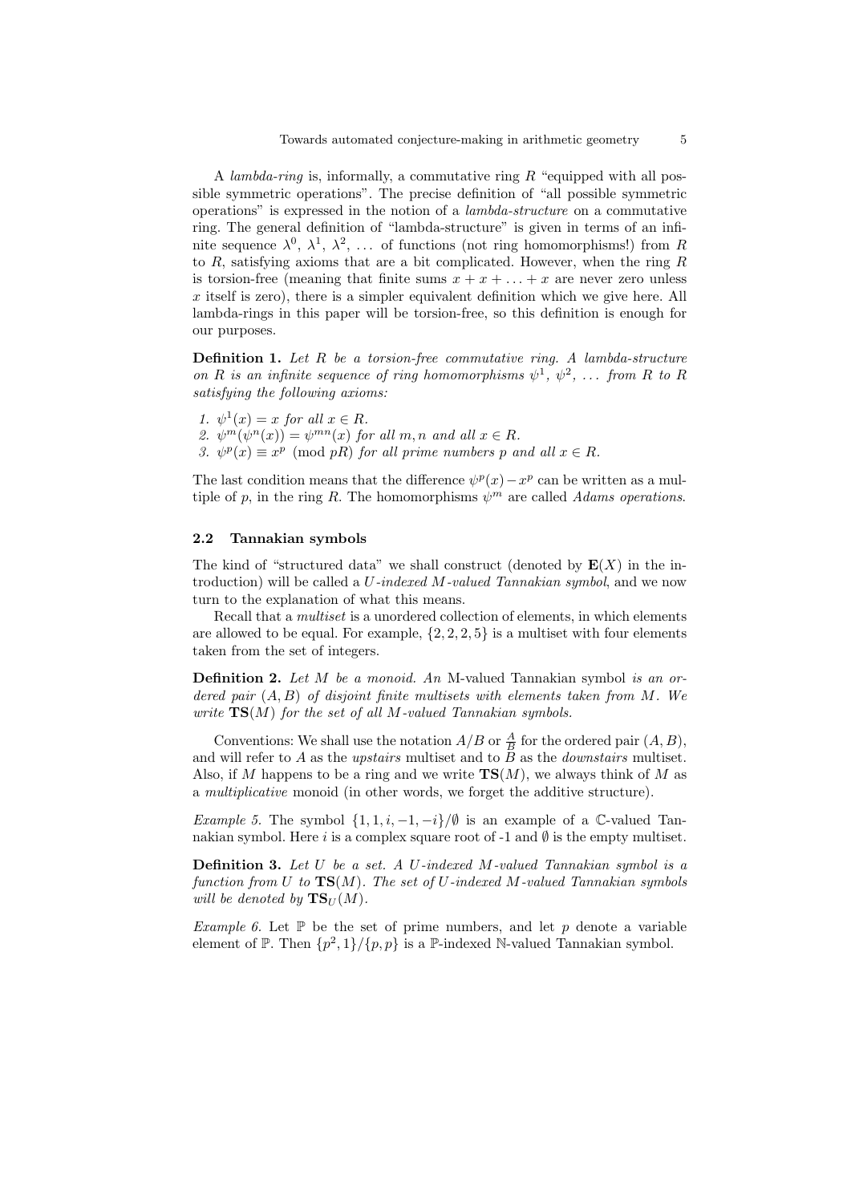A *lambda-ring* is, informally, a commutative ring $R$ "equipped with all possible symmetric operations". The precise definition of "all possible symmetric operations" is expressed in the notion of a *lambda-structure* on a commutative ring. The general definition of "lambda-structure" is given in terms of an infinite sequence $\lambda^0$, $\lambda^1$, $\lambda^2$, ... of functions (not ring homomorphisms!) from $R$ to $R$, satisfying axioms that are a bit complicated. However, when the ring $R$ is torsion-free (meaning that finite sums $x + x + \ldots + x$ are never zero unless $x$ itself is zero), there is a simpler equivalent definition which we give here. All lambda-rings in this paper will be torsion-free, so this definition is enough for our purposes.

**Definition 1.** *Let $R$ be a torsion-free commutative ring. A lambda-structure on $R$ is an infinite sequence of ring homomorphisms $\psi^1$, $\psi^2$, ... from $R$ to $R$ satisfying the following axioms:*

1. $\psi^1(x) = x$ *for all* $x \in R$.
2. $\psi^m(\psi^n(x)) = \psi^{mn}(x)$ *for all* $m, n$ *and all* $x \in R$.
3. $\psi^p(x) \equiv x^p \pmod{pR}$ *for all prime numbers* $p$ *and all* $x \in R$.

The last condition means that the difference $\psi^p(x) - x^p$ can be written as a multiple of $p$, in the ring $R$. The homomorphisms $\psi^m$ are called *Adams operations*.

### 2.2 Tannakian symbols

The kind of "structured data" we shall construct (denoted by $\mathbf{E}(X)$ in the introduction) will be called a *$U$-indexed $M$-valued Tannakian symbol*, and we now turn to the explanation of what this means.

Recall that a *multiset* is a unordered collection of elements, in which elements are allowed to be equal. For example, $\{2, 2, 2, 5\}$ is a multiset with four elements taken from the set of integers.

**Definition 2.** *Let $M$ be a monoid. An* M-valued Tannakian symbol *is an ordered pair $(A, B)$ of disjoint finite multisets with elements taken from $M$. We write $\mathbf{TS}(M)$ for the set of all $M$-valued Tannakian symbols.*

Conventions: We shall use the notation $A/B$ or $\frac{A}{B}$ for the ordered pair $(A, B)$, and will refer to $A$ as the *upstairs* multiset and to $B$ as the *downstairs* multiset. Also, if $M$ happens to be a ring and we write $\mathbf{TS}(M)$, we always think of $M$ as a *multiplicative* monoid (in other words, we forget the additive structure).

*Example 5.* The symbol $\{1, 1, i, -1, -i\}/\emptyset$ is an example of a $\mathbb{C}$-valued Tannakian symbol. Here $i$ is a complex square root of -1 and $\emptyset$ is the empty multiset.

**Definition 3.** *Let $U$ be a set. A $U$-indexed $M$-valued Tannakian symbol is a function from $U$ to $\mathbf{TS}(M)$. The set of $U$-indexed $M$-valued Tannakian symbols will be denoted by $\mathbf{TS}_U(M)$.*

*Example 6.* Let $\mathbb{P}$ be the set of prime numbers, and let $p$ denote a variable element of $\mathbb{P}$. Then $\{p^2, 1\}/\{p, p\}$ is a $\mathbb{P}$-indexed $\mathbb{N}$-valued Tannakian symbol.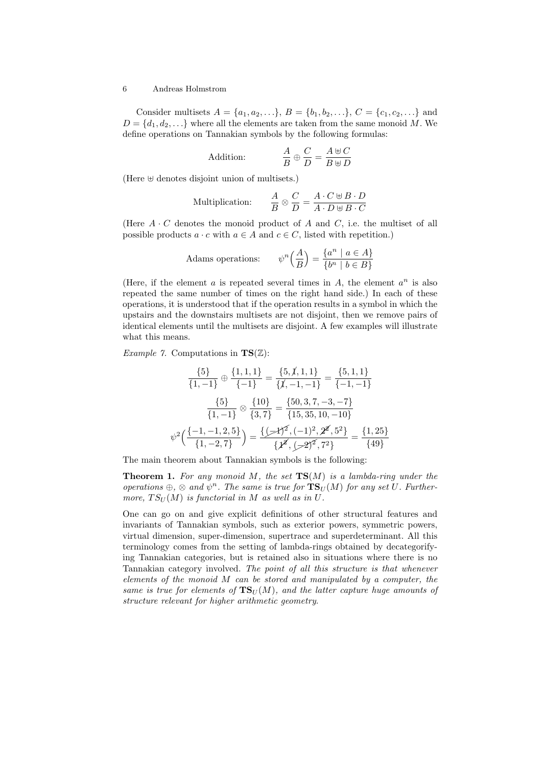Consider multisets $A = \{a_1, a_2, \ldots\}$, $B = \{b_1, b_2, \ldots\}$, $C = \{c_1, c_2, \ldots\}$ and $D = \{d_1, d_2, \ldots\}$ where all the elements are taken from the same monoid $M$. We define operations on Tannakian symbols by the following formulas:

$$\text{Addition:} \qquad \frac{A}{B} \oplus \frac{C}{D} = \frac{A \uplus C}{B \uplus D}$$

(Here $\uplus$ denotes disjoint union of multisets.)

$$\text{Multiplication:} \qquad \frac{A}{B} \otimes \frac{C}{D} = \frac{A \cdot C \uplus B \cdot D}{A \cdot D \uplus B \cdot C}$$

(Here $A \cdot C$ denotes the monoid product of $A$ and $C$, i.e. the multiset of all possible products $a \cdot c$ with $a \in A$ and $c \in C$, listed with repetition.)

$$\text{Adams operations:} \qquad \psi^n\Big(\frac{A}{B}\Big) = \frac{\{a^n \mid a \in A\}}{\{b^n \mid b \in B\}}$$

(Here, if the element $a$ is repeated several times in $A$, the element $a^n$ is also repeated the same number of times on the right hand side.) In each of these operations, it is understood that if the operation results in a symbol in which the upstairs and the downstairs multisets are not disjoint, then we remove pairs of identical elements until the multisets are disjoint. A few examples will illustrate what this means.

*Example 7.* Computations in $\mathbf{TS}(\mathbb{Z})$:

$$\frac{\{5\}}{\{1,-1\}} \oplus \frac{\{1,1,1\}}{\{-1\}} = \frac{\{5,\not{1},1,1\}}{\{\not{1},-1,-1\}} = \frac{\{5,1,1\}}{\{-1,-1\}}$$

$$\frac{\{5\}}{\{1,-1\}} \otimes \frac{\{10\}}{\{3,7\}} = \frac{\{50,3,7,-3,-7\}}{\{15,35,10,-10\}}$$

$$\psi^2\Big(\frac{\{-1,-1,2,5\}}{\{1,-2,7\}}\Big) = \frac{\{\not{(-1)^2},(-1)^2,\not{2^2},5^2\}}{\{\not{1^2},\not{(-2)^2},7^2\}} = \frac{\{1,25\}}{\{49\}}$$

The main theorem about Tannakian symbols is the following:

**Theorem 1.** *For any monoid $M$, the set $\mathbf{TS}(M)$ is a lambda-ring under the operations $\oplus$, $\otimes$ and $\psi^n$. The same is true for $\mathbf{TS}_U(M)$ for any set $U$. Furthermore, $TS_U(M)$ is functorial in $M$ as well as in $U$.*

One can go on and give explicit definitions of other structural features and invariants of Tannakian symbols, such as exterior powers, symmetric powers, virtual dimension, super-dimension, supertrace and superdeterminant. All this terminology comes from the setting of lambda-rings obtained by decategorifying Tannakian categories, but is retained also in situations where there is no Tannakian category involved. *The point of all this structure is that whenever elements of the monoid $M$ can be stored and manipulated by a computer, the same is true for elements of $\mathbf{TS}_U(M)$, and the latter capture huge amounts of structure relevant for higher arithmetic geometry.*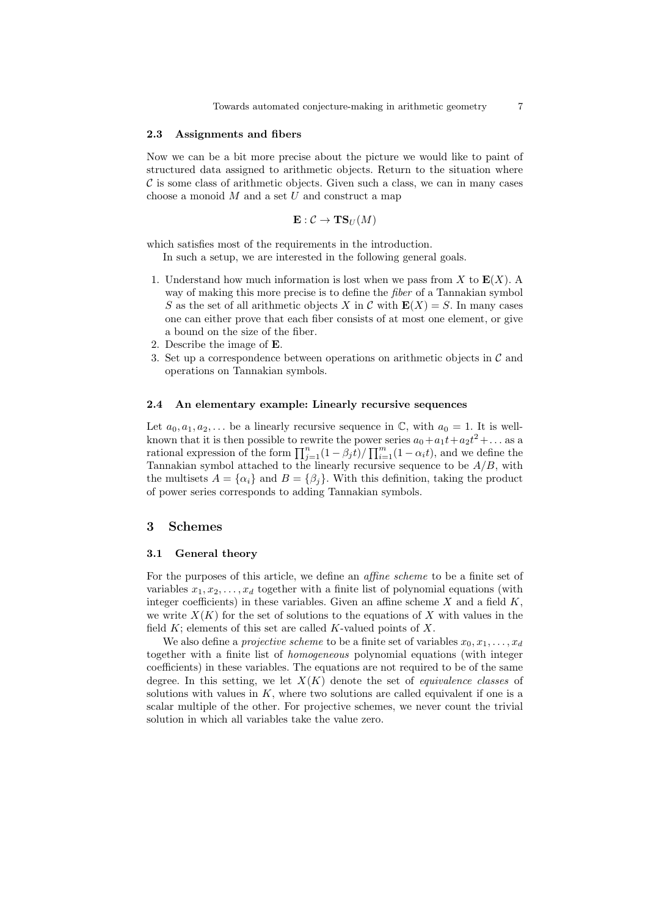### 2.3 Assignments and fibers

Now we can be a bit more precise about the picture we would like to paint of structured data assigned to arithmetic objects. Return to the situation where $\mathcal{C}$ is some class of arithmetic objects. Given such a class, we can in many cases choose a monoid $M$ and a set $U$ and construct a map

$$\mathbf{E} : \mathcal{C} \to \mathbf{TS}_U(M)$$

which satisfies most of the requirements in the introduction.

In such a setup, we are interested in the following general goals.

1. Understand how much information is lost when we pass from $X$ to $\mathbf{E}(X)$. A way of making this more precise is to define the *fiber* of a Tannakian symbol $S$ as the set of all arithmetic objects $X$ in $\mathcal{C}$ with $\mathbf{E}(X) = S$. In many cases one can either prove that each fiber consists of at most one element, or give a bound on the size of the fiber.
2. Describe the image of $\mathbf{E}$.
3. Set up a correspondence between operations on arithmetic objects in $\mathcal{C}$ and operations on Tannakian symbols.

### 2.4 An elementary example: Linearly recursive sequences

Let $a_0, a_1, a_2, \ldots$ be a linearly recursive sequence in $\mathbb{C}$, with $a_0 = 1$. It is well-known that it is then possible to rewrite the power series $a_0 + a_1 t + a_2 t^2 + \ldots$ as a rational expression of the form $\prod_{j=1}^{n}(1 - \beta_j t) / \prod_{i=1}^{m}(1 - \alpha_i t)$, and we define the Tannakian symbol attached to the linearly recursive sequence to be $A/B$, with the multisets $A = \{\alpha_i\}$ and $B = \{\beta_j\}$. With this definition, taking the product of power series corresponds to adding Tannakian symbols.

## 3 Schemes

### 3.1 General theory

For the purposes of this article, we define an *affine scheme* to be a finite set of variables $x_1, x_2, \ldots, x_d$ together with a finite list of polynomial equations (with integer coefficients) in these variables. Given an affine scheme $X$ and a field $K$, we write $X(K)$ for the set of solutions to the equations of $X$ with values in the field $K$; elements of this set are called $K$-valued points of $X$.

We also define a *projective scheme* to be a finite set of variables $x_0, x_1, \ldots, x_d$ together with a finite list of *homogeneous* polynomial equations (with integer coefficients) in these variables. The equations are not required to be of the same degree. In this setting, we let $X(K)$ denote the set of *equivalence classes* of solutions with values in $K$, where two solutions are called equivalent if one is a scalar multiple of the other. For projective schemes, we never count the trivial solution in which all variables take the value zero.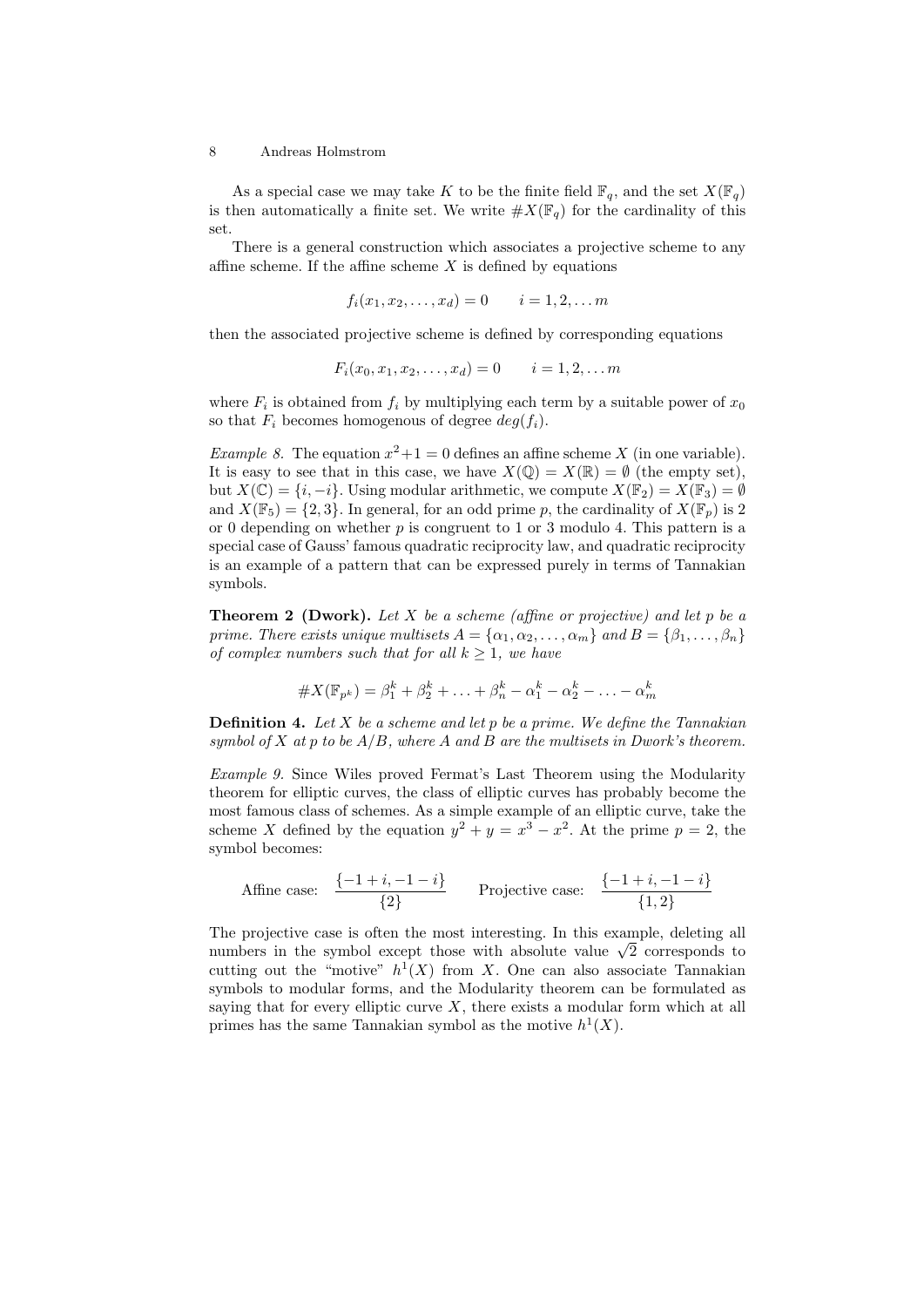As a special case we may take $K$ to be the finite field $\mathbb{F}_q$, and the set $X(\mathbb{F}_q)$ is then automatically a finite set. We write $\#X(\mathbb{F}_q)$ for the cardinality of this set.

There is a general construction which associates a projective scheme to any affine scheme. If the affine scheme $X$ is defined by equations

$$f_i(x_1, x_2, \ldots, x_d) = 0 \qquad i = 1, 2, \ldots m$$

then the associated projective scheme is defined by corresponding equations

$$F_i(x_0, x_1, x_2, \ldots, x_d) = 0 \qquad i = 1, 2, \ldots m$$

where $F_i$ is obtained from $f_i$ by multiplying each term by a suitable power of $x_0$ so that $F_i$ becomes homogenous of degree $deg(f_i)$.

*Example 8.* The equation $x^2+1 = 0$ defines an affine scheme $X$ (in one variable). It is easy to see that in this case, we have $X(\mathbb{Q}) = X(\mathbb{R}) = \emptyset$ (the empty set), but $X(\mathbb{C}) = \{i, -i\}$. Using modular arithmetic, we compute $X(\mathbb{F}_2) = X(\mathbb{F}_3) = \emptyset$ and $X(\mathbb{F}_5) = \{2, 3\}$. In general, for an odd prime $p$, the cardinality of $X(\mathbb{F}_p)$ is 2 or 0 depending on whether $p$ is congruent to 1 or 3 modulo 4. This pattern is a special case of Gauss' famous quadratic reciprocity law, and quadratic reciprocity is an example of a pattern that can be expressed purely in terms of Tannakian symbols.

**Theorem 2 (Dwork).** *Let $X$ be a scheme (affine or projective) and let $p$ be a prime. There exists unique multisets $A = \{\alpha_1, \alpha_2, \ldots, \alpha_m\}$ and $B = \{\beta_1, \ldots, \beta_n\}$ of complex numbers such that for all $k \geq 1$, we have*

$$\#X(\mathbb{F}_{p^k}) = \beta_1^k + \beta_2^k + \ldots + \beta_n^k - \alpha_1^k - \alpha_2^k - \ldots - \alpha_m^k$$

**Definition 4.** *Let $X$ be a scheme and let $p$ be a prime. We define the Tannakian symbol of $X$ at $p$ to be $A/B$, where $A$ and $B$ are the multisets in Dwork's theorem.*

*Example 9.* Since Wiles proved Fermat's Last Theorem using the Modularity theorem for elliptic curves, the class of elliptic curves has probably become the most famous class of schemes. As a simple example of an elliptic curve, take the scheme $X$ defined by the equation $y^2 + y = x^3 - x^2$. At the prime $p = 2$, the symbol becomes:

$$\text{Affine case:} \quad \frac{\{-1+i, -1-i\}}{\{2\}} \qquad \text{Projective case:} \quad \frac{\{-1+i, -1-i\}}{\{1, 2\}}$$

The projective case is often the most interesting. In this example, deleting all numbers in the symbol except those with absolute value $\sqrt{2}$ corresponds to cutting out the "motive" $h^1(X)$ from $X$. One can also associate Tannakian symbols to modular forms, and the Modularity theorem can be formulated as saying that for every elliptic curve $X$, there exists a modular form which at all primes has the same Tannakian symbol as the motive $h^1(X)$.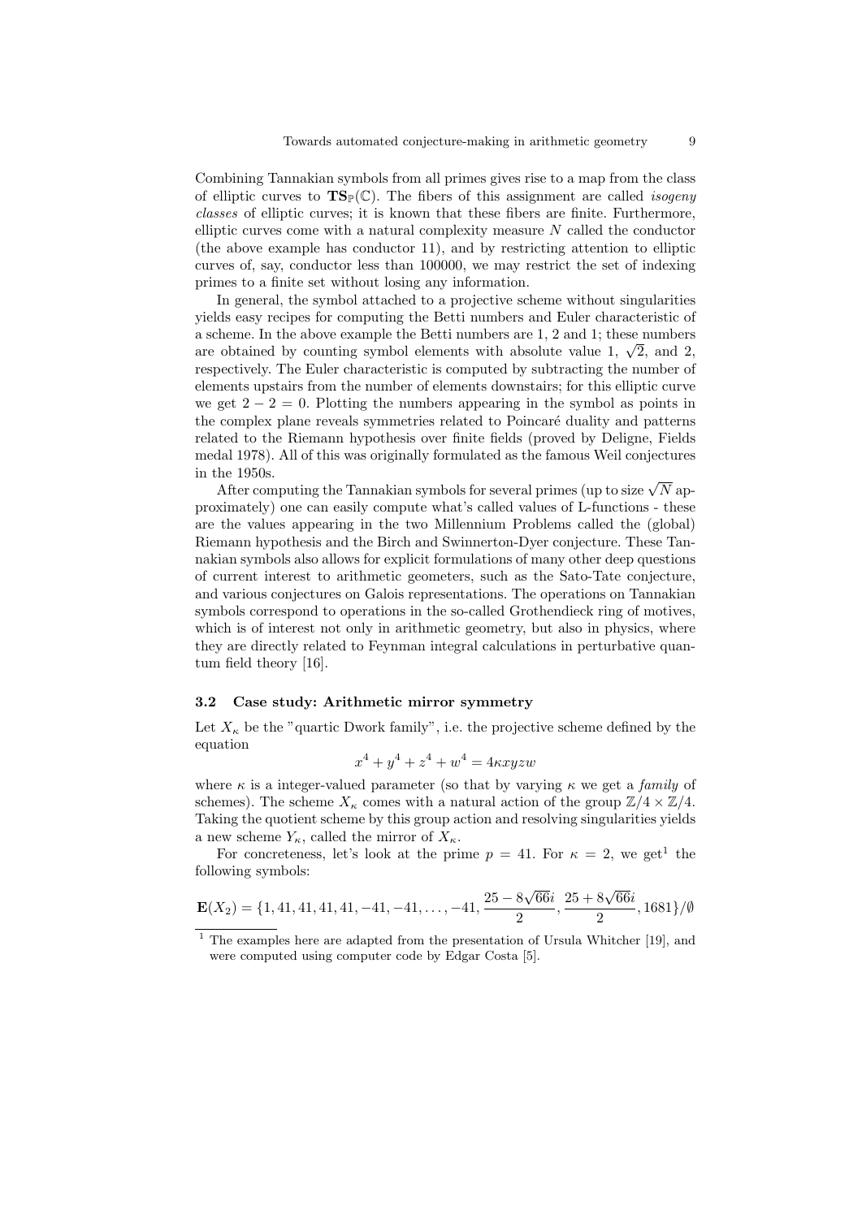Combining Tannakian symbols from all primes gives rise to a map from the class of elliptic curves to $\mathbf{TS}_{\mathbb{P}}(\mathbb{C})$. The fibers of this assignment are called *isogeny classes* of elliptic curves; it is known that these fibers are finite. Furthermore, elliptic curves come with a natural complexity measure $N$ called the conductor (the above example has conductor 11), and by restricting attention to elliptic curves of, say, conductor less than 100000, we may restrict the set of indexing primes to a finite set without losing any information.

In general, the symbol attached to a projective scheme without singularities yields easy recipes for computing the Betti numbers and Euler characteristic of a scheme. In the above example the Betti numbers are 1, 2 and 1; these numbers are obtained by counting symbol elements with absolute value 1, $\sqrt{2}$, and 2, respectively. The Euler characteristic is computed by subtracting the number of elements upstairs from the number of elements downstairs; for this elliptic curve we get $2 - 2 = 0$. Plotting the numbers appearing in the symbol as points in the complex plane reveals symmetries related to Poincaré duality and patterns related to the Riemann hypothesis over finite fields (proved by Deligne, Fields medal 1978). All of this was originally formulated as the famous Weil conjectures in the 1950s.

After computing the Tannakian symbols for several primes (up to size $\sqrt{N}$ approximately) one can easily compute what's called values of L-functions - these are the values appearing in the two Millennium Problems called the (global) Riemann hypothesis and the Birch and Swinnerton-Dyer conjecture. These Tannakian symbols also allows for explicit formulations of many other deep questions of current interest to arithmetic geometers, such as the Sato-Tate conjecture, and various conjectures on Galois representations. The operations on Tannakian symbols correspond to operations in the so-called Grothendieck ring of motives, which is of interest not only in arithmetic geometry, but also in physics, where they are directly related to Feynman integral calculations in perturbative quantum field theory [16].

### 3.2 Case study: Arithmetic mirror symmetry

Let $X_\kappa$ be the "quartic Dwork family", i.e. the projective scheme defined by the equation

$$x^4 + y^4 + z^4 + w^4 = 4\kappa xyzw$$

where $\kappa$ is a integer-valued parameter (so that by varying $\kappa$ we get a *family* of schemes). The scheme $X_\kappa$ comes with a natural action of the group $\mathbb{Z}/4 \times \mathbb{Z}/4$. Taking the quotient scheme by this group action and resolving singularities yields a new scheme $Y_\kappa$, called the mirror of $X_\kappa$.

For concreteness, let's look at the prime $p = 41$. For $\kappa = 2$, we get[1] the following symbols:

$$\mathbf{E}(X_2) = \{1, 41, 41, 41, 41, -41, -41, \ldots, -41, \frac{25 - 8\sqrt{66}i}{2}, \frac{25 + 8\sqrt{66}i}{2}, 1681\}/\emptyset$$

[1] The examples here are adapted from the presentation of Ursula Whitcher [19], and were computed using computer code by Edgar Costa [5].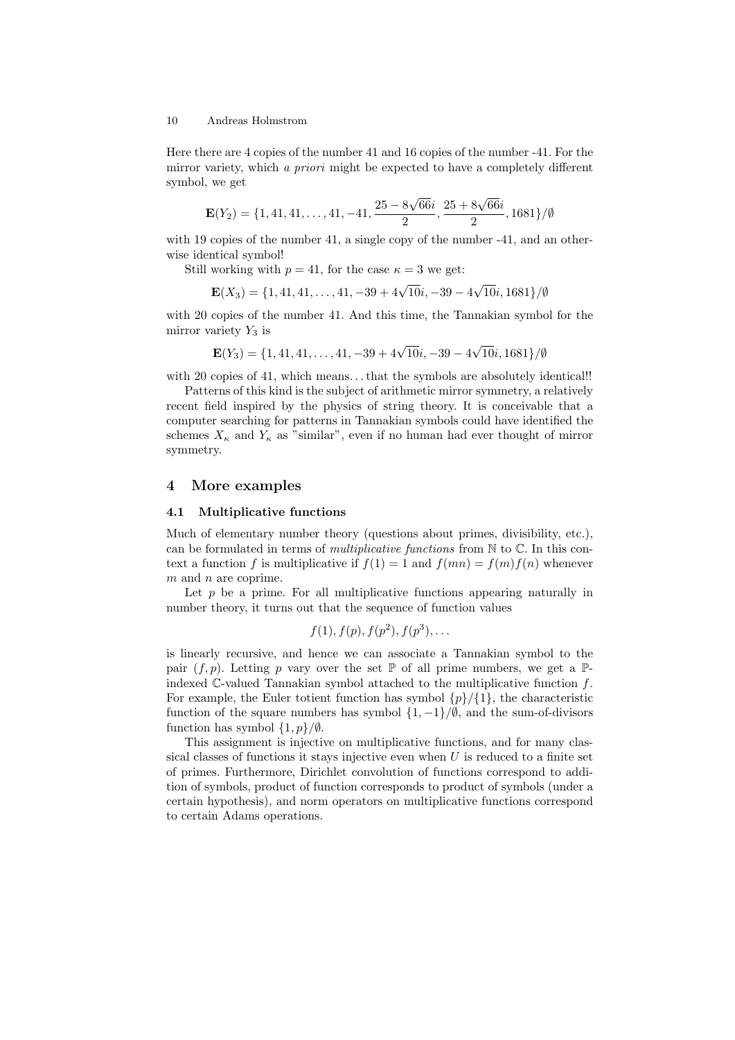Here there are 4 copies of the number 41 and 16 copies of the number -41. For the mirror variety, which *a priori* might be expected to have a completely different symbol, we get

$$\mathbf{E}(Y_2) = \{1, 41, 41, \ldots, 41, -41, \frac{25 - 8\sqrt{66}i}{2}, \frac{25 + 8\sqrt{66}i}{2}, 1681\}/\emptyset$$

with 19 copies of the number 41, a single copy of the number -41, and an otherwise identical symbol!

Still working with $p = 41$, for the case $\kappa = 3$ we get:

$$\mathbf{E}(X_3) = \{1, 41, 41, \ldots, 41, -39 + 4\sqrt{10}i, -39 - 4\sqrt{10}i, 1681\}/\emptyset$$

with 20 copies of the number 41. And this time, the Tannakian symbol for the mirror variety $Y_3$ is

$$\mathbf{E}(Y_3) = \{1, 41, 41, \ldots, 41, -39 + 4\sqrt{10}i, -39 - 4\sqrt{10}i, 1681\}/\emptyset$$

with 20 copies of 41, which means. . . that the symbols are absolutely identical!!

Patterns of this kind is the subject of arithmetic mirror symmetry, a relatively recent field inspired by the physics of string theory. It is conceivable that a computer searching for patterns in Tannakian symbols could have identified the schemes $X_\kappa$ and $Y_\kappa$ as "similar", even if no human had ever thought of mirror symmetry.

## 4 More examples

### 4.1 Multiplicative functions

Much of elementary number theory (questions about primes, divisibility, etc.), can be formulated in terms of *multiplicative functions* from $\mathbb{N}$ to $\mathbb{C}$. In this context a function $f$ is multiplicative if $f(1) = 1$ and $f(mn) = f(m)f(n)$ whenever $m$ and $n$ are coprime.

Let $p$ be a prime. For all multiplicative functions appearing naturally in number theory, it turns out that the sequence of function values

$$f(1), f(p), f(p^2), f(p^3), \ldots$$

is linearly recursive, and hence we can associate a Tannakian symbol to the pair $(f, p)$. Letting $p$ vary over the set $\mathbb{P}$ of all prime numbers, we get a $\mathbb{P}$-indexed $\mathbb{C}$-valued Tannakian symbol attached to the multiplicative function $f$. For example, the Euler totient function has symbol $\{p\}/\{1\}$, the characteristic function of the square numbers has symbol $\{1, -1\}/\emptyset$, and the sum-of-divisors function has symbol $\{1, p\}/\emptyset$.

This assignment is injective on multiplicative functions, and for many classical classes of functions it stays injective even when $U$ is reduced to a finite set of primes. Furthermore, Dirichlet convolution of functions correspond to addition of symbols, product of function corresponds to product of symbols (under a certain hypothesis), and norm operators on multiplicative functions correspond to certain Adams operations.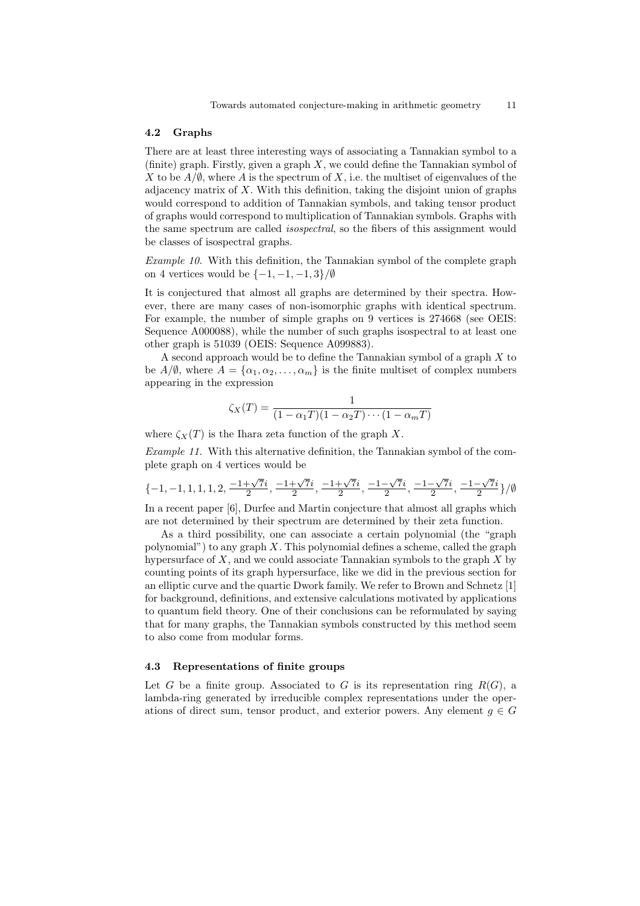### 4.2 Graphs

There are at least three interesting ways of associating a Tannakian symbol to a (finite) graph. Firstly, given a graph $X$, we could define the Tannakian symbol of $X$ to be $A/\emptyset$, where $A$ is the spectrum of $X$, i.e. the multiset of eigenvalues of the adjacency matrix of $X$. With this definition, taking the disjoint union of graphs would correspond to addition of Tannakian symbols, and taking tensor product of graphs would correspond to multiplication of Tannakian symbols. Graphs with the same spectrum are called *isospectral*, so the fibers of this assignment would be classes of isospectral graphs.

*Example 10.* With this definition, the Tannakian symbol of the complete graph on 4 vertices would be $\{-1,-1,-1,3\}/\emptyset$

It is conjectured that almost all graphs are determined by their spectra. However, there are many cases of non-isomorphic graphs with identical spectrum. For example, the number of simple graphs on 9 vertices is 274668 (see OEIS: Sequence A000088), while the number of such graphs isospectral to at least one other graph is 51039 (OEIS: Sequence A099883).

A second approach would be to define the Tannakian symbol of a graph $X$ to be $A/\emptyset$, where $A = \{\alpha_1, \alpha_2, \ldots, \alpha_m\}$ is the finite multiset of complex numbers appearing in the expression

$$\zeta_X(T) = \frac{1}{(1-\alpha_1 T)(1-\alpha_2 T)\cdots(1-\alpha_m T)}$$

where $\zeta_X(T)$ is the Ihara zeta function of the graph $X$.

*Example 11.* With this alternative definition, the Tannakian symbol of the complete graph on 4 vertices would be

$$\{-1,-1,1,1,1,2,\tfrac{-1+\sqrt{7}i}{2},\tfrac{-1+\sqrt{7}i}{2},\tfrac{-1+\sqrt{7}i}{2},\tfrac{-1-\sqrt{7}i}{2},\tfrac{-1-\sqrt{7}i}{2},\tfrac{-1-\sqrt{7}i}{2}\}/\emptyset$$

In a recent paper [6], Durfee and Martin conjecture that almost all graphs which are not determined by their spectrum are determined by their zeta function.

As a third possibility, one can associate a certain polynomial (the "graph polynomial") to any graph $X$. This polynomial defines a scheme, called the graph hypersurface of $X$, and we could associate Tannakian symbols to the graph $X$ by counting points of its graph hypersurface, like we did in the previous section for an elliptic curve and the quartic Dwork family. We refer to Brown and Schnetz [1] for background, definitions, and extensive calculations motivated by applications to quantum field theory. One of their conclusions can be reformulated by saying that for many graphs, the Tannakian symbols constructed by this method seem to also come from modular forms.

### 4.3 Representations of finite groups

Let $G$ be a finite group. Associated to $G$ is its representation ring $R(G)$, a lambda-ring generated by irreducible complex representations under the operations of direct sum, tensor product, and exterior powers. Any element $g \in G$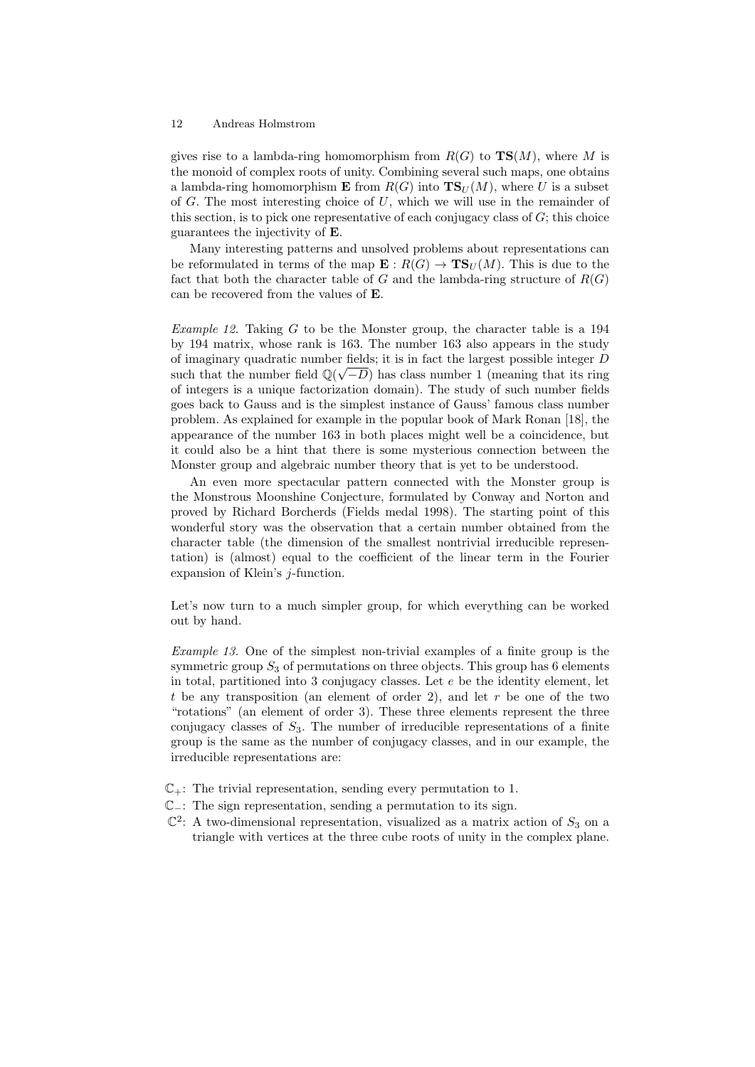gives rise to a lambda-ring homomorphism from $R(G)$ to $\mathbf{TS}(M)$, where $M$ is the monoid of complex roots of unity. Combining several such maps, one obtains a lambda-ring homomorphism $\mathbf{E}$ from $R(G)$ into $\mathbf{TS}_U(M)$, where $U$ is a subset of $G$. The most interesting choice of $U$, which we will use in the remainder of this section, is to pick one representative of each conjugacy class of $G$; this choice guarantees the injectivity of $\mathbf{E}$.

Many interesting patterns and unsolved problems about representations can be reformulated in terms of the map $\mathbf{E} : R(G) \to \mathbf{TS}_U(M)$. This is due to the fact that both the character table of $G$ and the lambda-ring structure of $R(G)$ can be recovered from the values of $\mathbf{E}$.

*Example 12.* Taking $G$ to be the Monster group, the character table is a 194 by 194 matrix, whose rank is 163. The number 163 also appears in the study of imaginary quadratic number fields; it is in fact the largest possible integer $D$ such that the number field $\mathbb{Q}(\sqrt{-D})$ has class number 1 (meaning that its ring of integers is a unique factorization domain). The study of such number fields goes back to Gauss and is the simplest instance of Gauss' famous class number problem. As explained for example in the popular book of Mark Ronan [18], the appearance of the number 163 in both places might well be a coincidence, but it could also be a hint that there is some mysterious connection between the Monster group and algebraic number theory that is yet to be understood.

An even more spectacular pattern connected with the Monster group is the Monstrous Moonshine Conjecture, formulated by Conway and Norton and proved by Richard Borcherds (Fields medal 1998). The starting point of this wonderful story was the observation that a certain number obtained from the character table (the dimension of the smallest nontrivial irreducible representation) is (almost) equal to the coefficient of the linear term in the Fourier expansion of Klein's $j$-function.

Let's now turn to a much simpler group, for which everything can be worked out by hand.

*Example 13.* One of the simplest non-trivial examples of a finite group is the symmetric group $S_3$ of permutations on three objects. This group has 6 elements in total, partitioned into 3 conjugacy classes. Let $e$ be the identity element, let $t$ be any transposition (an element of order 2), and let $r$ be one of the two "rotations" (an element of order 3). These three elements represent the three conjugacy classes of $S_3$. The number of irreducible representations of a finite group is the same as the number of conjugacy classes, and in our example, the irreducible representations are:

- $\mathbb{C}_+$: The trivial representation, sending every permutation to 1.
- $\mathbb{C}_-$: The sign representation, sending a permutation to its sign.
- $\mathbb{C}^2$: A two-dimensional representation, visualized as a matrix action of $S_3$ on a triangle with vertices at the three cube roots of unity in the complex plane.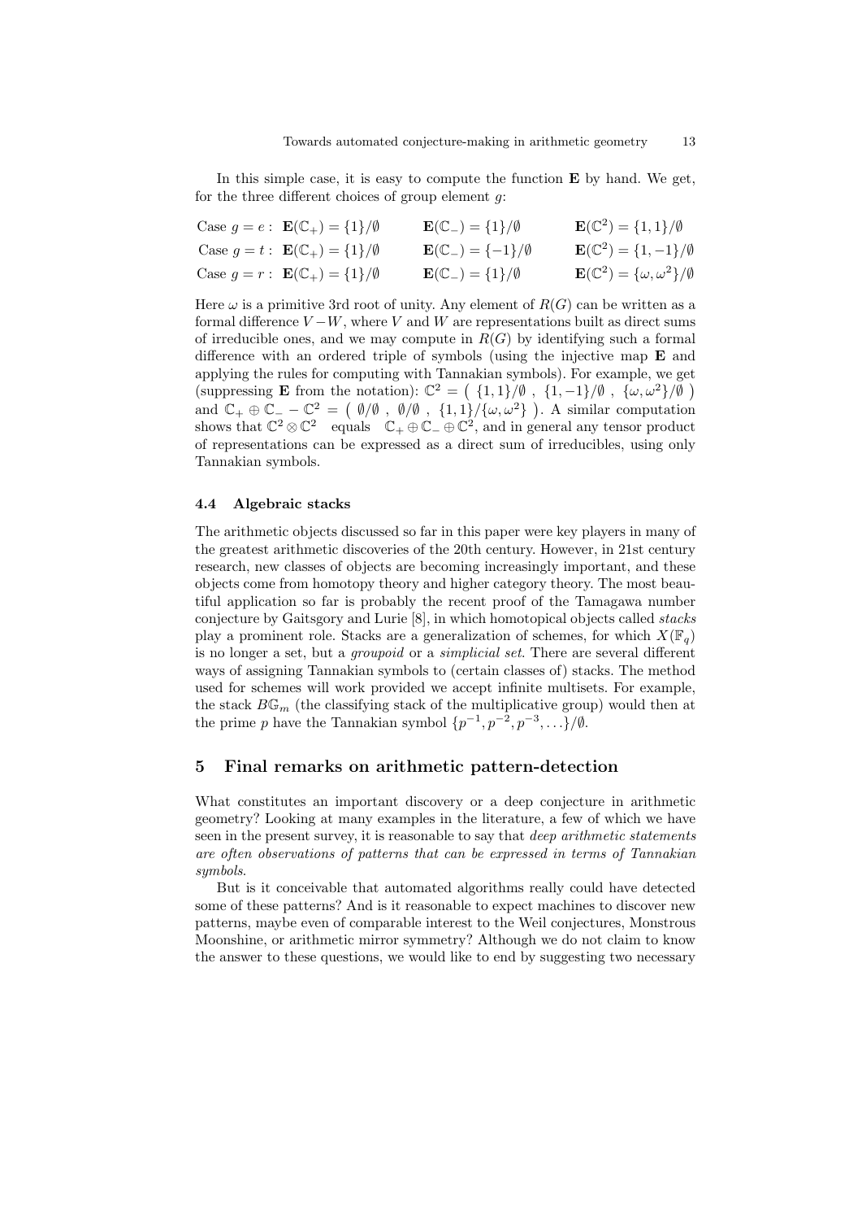In this simple case, it is easy to compute the function $\mathbf{E}$ by hand. We get, for the three different choices of group element $g$:

$$
\begin{array}{llll}
\text{Case } g = e: & \mathbf{E}(\mathbb{C}_+) = \{1\}/\emptyset & \mathbf{E}(\mathbb{C}_-) = \{1\}/\emptyset & \mathbf{E}(\mathbb{C}^2) = \{1,1\}/\emptyset \\
\text{Case } g = t: & \mathbf{E}(\mathbb{C}_+) = \{1\}/\emptyset & \mathbf{E}(\mathbb{C}_-) = \{-1\}/\emptyset & \mathbf{E}(\mathbb{C}^2) = \{1,-1\}/\emptyset \\
\text{Case } g = r: & \mathbf{E}(\mathbb{C}_+) = \{1\}/\emptyset & \mathbf{E}(\mathbb{C}_-) = \{1\}/\emptyset & \mathbf{E}(\mathbb{C}^2) = \{\omega,\omega^2\}/\emptyset
\end{array}
$$

Here $\omega$ is a primitive 3rd root of unity. Any element of $R(G)$ can be written as a formal difference $V - W$, where $V$ and $W$ are representations built as direct sums of irreducible ones, and we may compute in $R(G)$ by identifying such a formal difference with an ordered triple of symbols (using the injective map $\mathbf{E}$ and applying the rules for computing with Tannakian symbols). For example, we get (suppressing $\mathbf{E}$ from the notation): $\mathbb{C}^2 = \big(\ \{1,1\}/\emptyset\ ,\ \{1,-1\}/\emptyset\ ,\ \{\omega,\omega^2\}/\emptyset\ \big)$ and $\mathbb{C}_+ \oplus \mathbb{C}_- - \mathbb{C}^2 = \big(\ \emptyset/\emptyset\ ,\ \emptyset/\emptyset\ ,\ \{1,1\}/\{\omega,\omega^2\}\ \big)$. A similar computation shows that $\mathbb{C}^2 \otimes \mathbb{C}^2$ equals $\mathbb{C}_+ \oplus \mathbb{C}_- \oplus \mathbb{C}^2$, and in general any tensor product of representations can be expressed as a direct sum of irreducibles, using only Tannakian symbols.

### 4.4 Algebraic stacks

The arithmetic objects discussed so far in this paper were key players in many of the greatest arithmetic discoveries of the 20th century. However, in 21st century research, new classes of objects are becoming increasingly important, and these objects come from homotopy theory and higher category theory. The most beautiful application so far is probably the recent proof of the Tamagawa number conjecture by Gaitsgory and Lurie [8], in which homotopical objects called *stacks* play a prominent role. Stacks are a generalization of schemes, for which $X(\mathbb{F}_q)$ is no longer a set, but a *groupoid* or a *simplicial set*. There are several different ways of assigning Tannakian symbols to (certain classes of) stacks. The method used for schemes will work provided we accept infinite multisets. For example, the stack $B\mathbb{G}_m$ (the classifying stack of the multiplicative group) would then at the prime $p$ have the Tannakian symbol $\{p^{-1}, p^{-2}, p^{-3}, \ldots\}/\emptyset$.

## 5 Final remarks on arithmetic pattern-detection

What constitutes an important discovery or a deep conjecture in arithmetic geometry? Looking at many examples in the literature, a few of which we have seen in the present survey, it is reasonable to say that *deep arithmetic statements are often observations of patterns that can be expressed in terms of Tannakian symbols*.

But is it conceivable that automated algorithms really could have detected some of these patterns? And is it reasonable to expect machines to discover new patterns, maybe even of comparable interest to the Weil conjectures, Monstrous Moonshine, or arithmetic mirror symmetry? Although we do not claim to know the answer to these questions, we would like to end by suggesting two necessary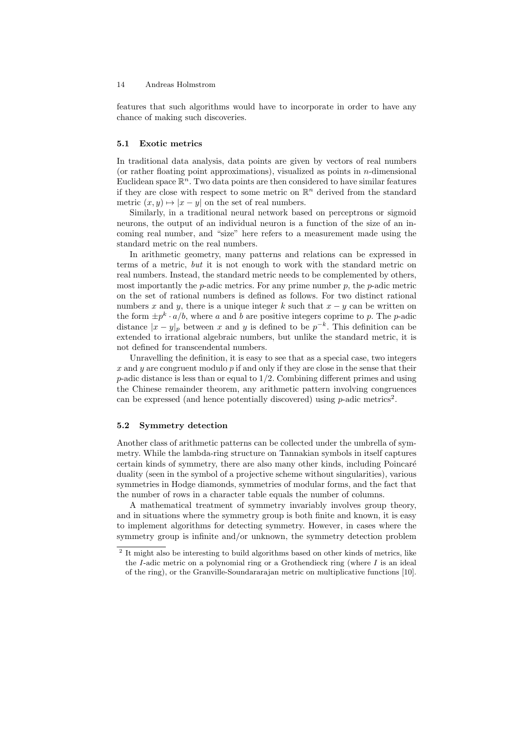features that such algorithms would have to incorporate in order to have any chance of making such discoveries.

### 5.1 Exotic metrics

In traditional data analysis, data points are given by vectors of real numbers (or rather floating point approximations), visualized as points in $n$-dimensional Euclidean space $\mathbb{R}^n$. Two data points are then considered to have similar features if they are close with respect to some metric on $\mathbb{R}^n$ derived from the standard metric $(x, y) \mapsto |x - y|$ on the set of real numbers.

Similarly, in a traditional neural network based on perceptrons or sigmoid neurons, the output of an individual neuron is a function of the size of an incoming real number, and "size" here refers to a measurement made using the standard metric on the real numbers.

In arithmetic geometry, many patterns and relations can be expressed in terms of a metric, *but* it is not enough to work with the standard metric on real numbers. Instead, the standard metric needs to be complemented by others, most importantly the $p$-adic metrics. For any prime number $p$, the $p$-adic metric on the set of rational numbers is defined as follows. For two distinct rational numbers $x$ and $y$, there is a unique integer $k$ such that $x - y$ can be written on the form $\pm p^k \cdot a/b$, where $a$ and $b$ are positive integers coprime to $p$. The $p$-adic distance $|x - y|_p$ between $x$ and $y$ is defined to be $p^{-k}$. This definition can be extended to irrational algebraic numbers, but unlike the standard metric, it is not defined for transcendental numbers.

Unravelling the definition, it is easy to see that as a special case, two integers $x$ and $y$ are congruent modulo $p$ if and only if they are close in the sense that their $p$-adic distance is less than or equal to $1/2$. Combining different primes and using the Chinese remainder theorem, any arithmetic pattern involving congruences can be expressed (and hence potentially discovered) using $p$-adic metrics[2].

### 5.2 Symmetry detection

Another class of arithmetic patterns can be collected under the umbrella of symmetry. While the lambda-ring structure on Tannakian symbols in itself captures certain kinds of symmetry, there are also many other kinds, including Poincaré duality (seen in the symbol of a projective scheme without singularities), various symmetries in Hodge diamonds, symmetries of modular forms, and the fact that the number of rows in a character table equals the number of columns.

A mathematical treatment of symmetry invariably involves group theory, and in situations where the symmetry group is both finite and known, it is easy to implement algorithms for detecting symmetry. However, in cases where the symmetry group is infinite and/or unknown, the symmetry detection problem

[2] It might also be interesting to build algorithms based on other kinds of metrics, like the $I$-adic metric on a polynomial ring or a Grothendieck ring (where $I$ is an ideal of the ring), or the Granville-Soundararajan metric on multiplicative functions [10].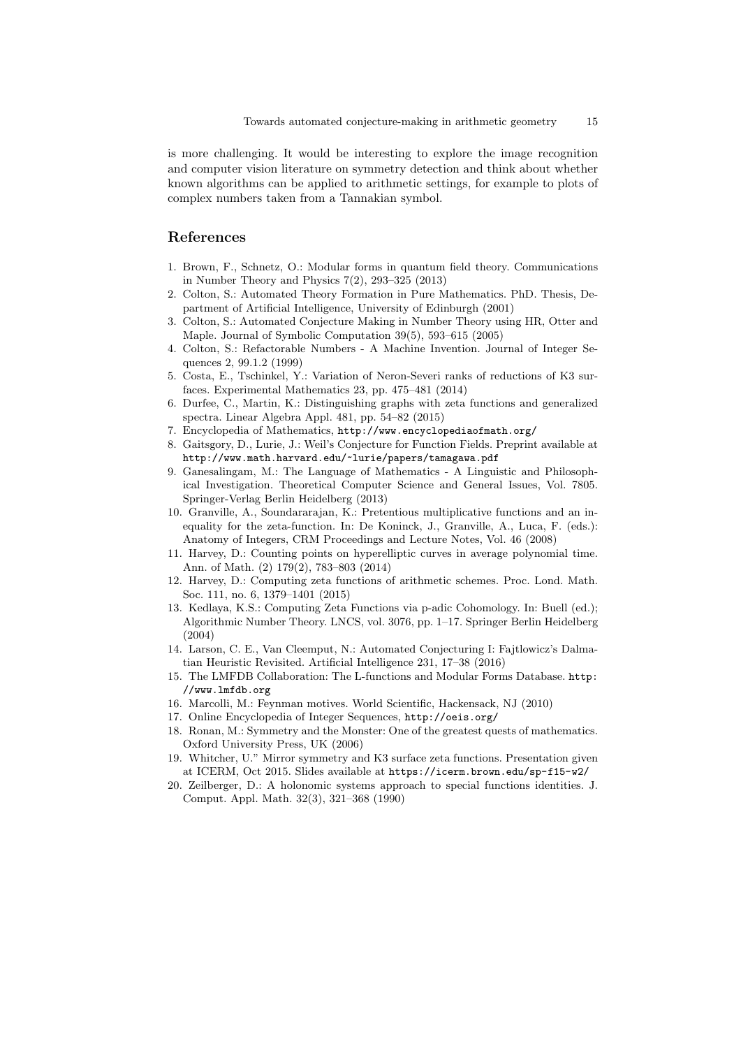is more challenging. It would be interesting to explore the image recognition and computer vision literature on symmetry detection and think about whether known algorithms can be applied to arithmetic settings, for example to plots of complex numbers taken from a Tannakian symbol.

## References

1. Brown, F., Schnetz, O.: Modular forms in quantum field theory. Communications in Number Theory and Physics 7(2), 293–325 (2013)
2. Colton, S.: Automated Theory Formation in Pure Mathematics. PhD. Thesis, Department of Artificial Intelligence, University of Edinburgh (2001)
3. Colton, S.: Automated Conjecture Making in Number Theory using HR, Otter and Maple. Journal of Symbolic Computation 39(5), 593–615 (2005)
4. Colton, S.: Refactorable Numbers - A Machine Invention. Journal of Integer Sequences 2, 99.1.2 (1999)
5. Costa, E., Tschinkel, Y.: Variation of Neron-Severi ranks of reductions of K3 surfaces. Experimental Mathematics 23, pp. 475–481 (2014)
6. Durfee, C., Martin, K.: Distinguishing graphs with zeta functions and generalized spectra. Linear Algebra Appl. 481, pp. 54–82 (2015)
7. Encyclopedia of Mathematics, http://www.encyclopediaofmath.org/
8. Gaitsgory, D., Lurie, J.: Weil's Conjecture for Function Fields. Preprint available at http://www.math.harvard.edu/~lurie/papers/tamagawa.pdf
9. Ganesalingam, M.: The Language of Mathematics - A Linguistic and Philosophical Investigation. Theoretical Computer Science and General Issues, Vol. 7805. Springer-Verlag Berlin Heidelberg (2013)
10. Granville, A., Soundararajan, K.: Pretentious multiplicative functions and an inequality for the zeta-function. In: De Koninck, J., Granville, A., Luca, F. (eds.): Anatomy of Integers, CRM Proceedings and Lecture Notes, Vol. 46 (2008)
11. Harvey, D.: Counting points on hyperelliptic curves in average polynomial time. Ann. of Math. (2) 179(2), 783–803 (2014)
12. Harvey, D.: Computing zeta functions of arithmetic schemes. Proc. Lond. Math. Soc. 111, no. 6, 1379–1401 (2015)
13. Kedlaya, K.S.: Computing Zeta Functions via p-adic Cohomology. In: Buell (ed.); Algorithmic Number Theory. LNCS, vol. 3076, pp. 1–17. Springer Berlin Heidelberg (2004)
14. Larson, C. E., Van Cleemput, N.: Automated Conjecturing I: Fajtlowicz's Dalmatian Heuristic Revisited. Artificial Intelligence 231, 17–38 (2016)
15. The LMFDB Collaboration: The L-functions and Modular Forms Database. http://www.lmfdb.org
16. Marcolli, M.: Feynman motives. World Scientific, Hackensack, NJ (2010)
17. Online Encyclopedia of Integer Sequences, http://oeis.org/
18. Ronan, M.: Symmetry and the Monster: One of the greatest quests of mathematics. Oxford University Press, UK (2006)
19. Whitcher, U." Mirror symmetry and K3 surface zeta functions. Presentation given at ICERM, Oct 2015. Slides available at https://icerm.brown.edu/sp-f15-w2/
20. Zeilberger, D.: A holonomic systems approach to special functions identities. J. Comput. Appl. Math. 32(3), 321–368 (1990)